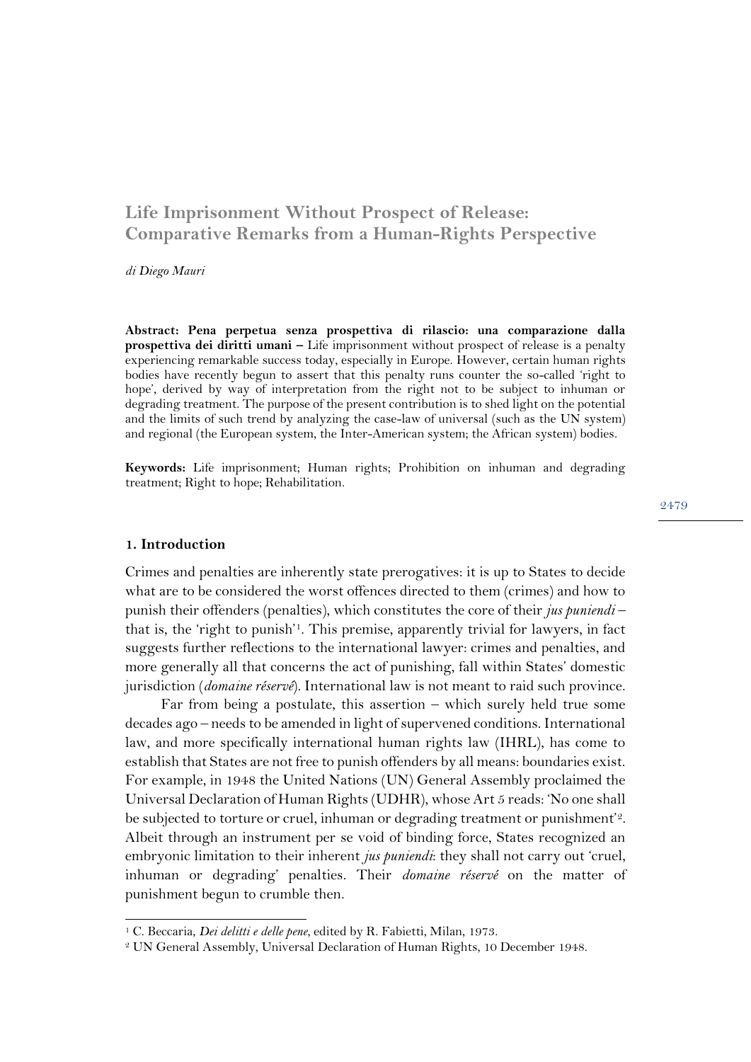# Life Imprisonment Without Prospect of Release: Comparative Remarks from a Human-Rights Perspective

*di Diego Mauri*

**Abstract: Pena perpetua senza prospettiva di rilascio: una comparazione dalla prospettiva dei diritti umani –** Life imprisonment without prospect of release is a penalty experiencing remarkable success today, especially in Europe. However, certain human rights bodies have recently begun to assert that this penalty runs counter the so-called 'right to hope', derived by way of interpretation from the right not to be subject to inhuman or degrading treatment. The purpose of the present contribution is to shed light on the potential and the limits of such trend by analyzing the case-law of universal (such as the UN system) and regional (the European system, the Inter-American system; the African system) bodies.

**Keywords:** Life imprisonment; Human rights; Prohibition on inhuman and degrading treatment; Right to hope; Rehabilitation.

## 1. Introduction

Crimes and penalties are inherently state prerogatives: it is up to States to decide what are to be considered the worst offences directed to them (crimes) and how to punish their offenders (penalties), which constitutes the core of their *jus puniendi* – that is, the 'right to punish'[1]. This premise, apparently trivial for lawyers, in fact suggests further reflections to the international lawyer: crimes and penalties, and more generally all that concerns the act of punishing, fall within States' domestic jurisdiction (*domaine réservé*). International law is not meant to raid such province.

Far from being a postulate, this assertion – which surely held true some decades ago – needs to be amended in light of supervened conditions. International law, and more specifically international human rights law (IHRL), has come to establish that States are not free to punish offenders by all means: boundaries exist. For example, in 1948 the United Nations (UN) General Assembly proclaimed the Universal Declaration of Human Rights (UDHR), whose Art 5 reads: 'No one shall be subjected to torture or cruel, inhuman or degrading treatment or punishment'[2]. Albeit through an instrument per se void of binding force, States recognized an embryonic limitation to their inherent *jus puniendi*: they shall not carry out 'cruel, inhuman or degrading' penalties. Their *domaine réservé* on the matter of punishment begun to crumble then.

[1] C. Beccaria, *Dei delitti e delle pene*, edited by R. Fabietti, Milan, 1973.

[2] UN General Assembly, Universal Declaration of Human Rights, 10 December 1948.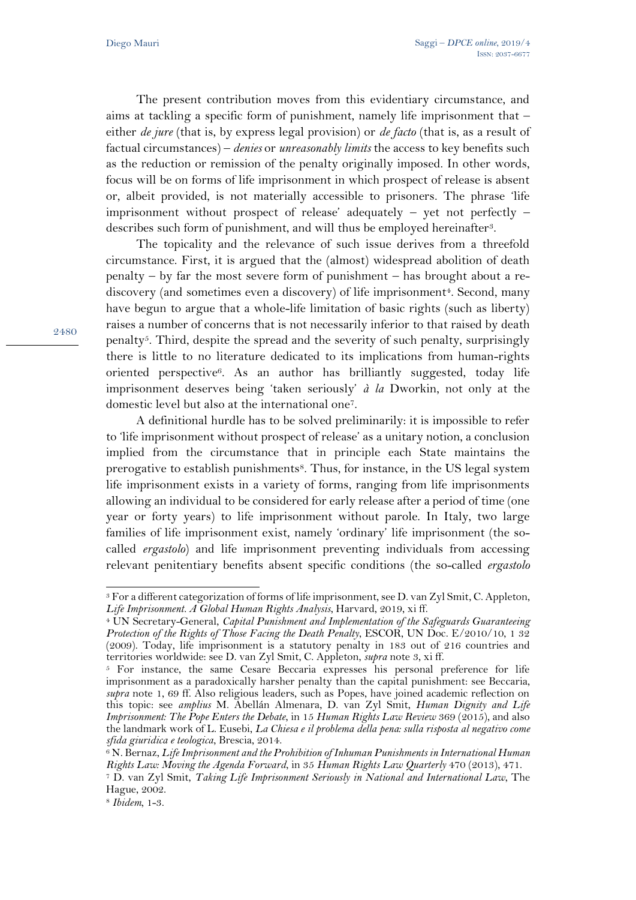The present contribution moves from this evidentiary circumstance, and aims at tackling a specific form of punishment, namely life imprisonment that – either *de jure* (that is, by express legal provision) or *de facto* (that is, as a result of factual circumstances) – *denies* or *unreasonably limits* the access to key benefits such as the reduction or remission of the penalty originally imposed. In other words, focus will be on forms of life imprisonment in which prospect of release is absent or, albeit provided, is not materially accessible to prisoners. The phrase 'life imprisonment without prospect of release' adequately – yet not perfectly – describes such form of punishment, and will thus be employed hereinafter[3].

The topicality and the relevance of such issue derives from a threefold circumstance. First, it is argued that the (almost) widespread abolition of death penalty – by far the most severe form of punishment – has brought about a re-discovery (and sometimes even a discovery) of life imprisonment[4]. Second, many have begun to argue that a whole-life limitation of basic rights (such as liberty) raises a number of concerns that is not necessarily inferior to that raised by death penalty[5]. Third, despite the spread and the severity of such penalty, surprisingly there is little to no literature dedicated to its implications from human-rights oriented perspective[6]. As an author has brilliantly suggested, today life imprisonment deserves being 'taken seriously' *à la* Dworkin, not only at the domestic level but also at the international one[7].

A definitional hurdle has to be solved preliminarily: it is impossible to refer to 'life imprisonment without prospect of release' as a unitary notion, a conclusion implied from the circumstance that in principle each State maintains the prerogative to establish punishments[8]. Thus, for instance, in the US legal system life imprisonment exists in a variety of forms, ranging from life imprisonments allowing an individual to be considered for early release after a period of time (one year or forty years) to life imprisonment without parole. In Italy, two large families of life imprisonment exist, namely 'ordinary' life imprisonment (the so-called *ergastolo*) and life imprisonment preventing individuals from accessing relevant penitentiary benefits absent specific conditions (the so-called *ergastolo*

---

[3] For a different categorization of forms of life imprisonment, see D. van Zyl Smit, C. Appleton, *Life Imprisonment. A Global Human Rights Analysis*, Harvard, 2019, xi ff.

[4] UN Secretary-General, *Capital Punishment and Implementation of the Safeguards Guaranteeing Protection of the Rights of Those Facing the Death Penalty*, ESCOR, UN Doc. E/2010/10, 1 32 (2009). Today, life imprisonment is a statutory penalty in 183 out of 216 countries and territories worldwide: see D. van Zyl Smit, C. Appleton, *supra* note 3, xi ff.

[5] For instance, the same Cesare Beccaria expresses his personal preference for life imprisonment as a paradoxically harsher penalty than the capital punishment: see Beccaria, *supra* note 1, 69 ff. Also religious leaders, such as Popes, have joined academic reflection on this topic: see *amplius* M. Abellán Almenara, D. van Zyl Smit, *Human Dignity and Life Imprisonment: The Pope Enters the Debate*, in 15 *Human Rights Law Review* 369 (2015), and also the landmark work of L. Eusebi, *La Chiesa e il problema della pena: sulla risposta al negativo come sfida giuridica e teologica*, Brescia, 2014.

[6] N. Bernaz, *Life Imprisonment and the Prohibition of Inhuman Punishments in International Human Rights Law: Moving the Agenda Forward*, in 35 *Human Rights Law Quarterly* 470 (2013), 471.

[7] D. van Zyl Smit, *Taking Life Imprisonment Seriously in National and International Law*, The Hague, 2002.

[8] *Ibidem*, 1-3.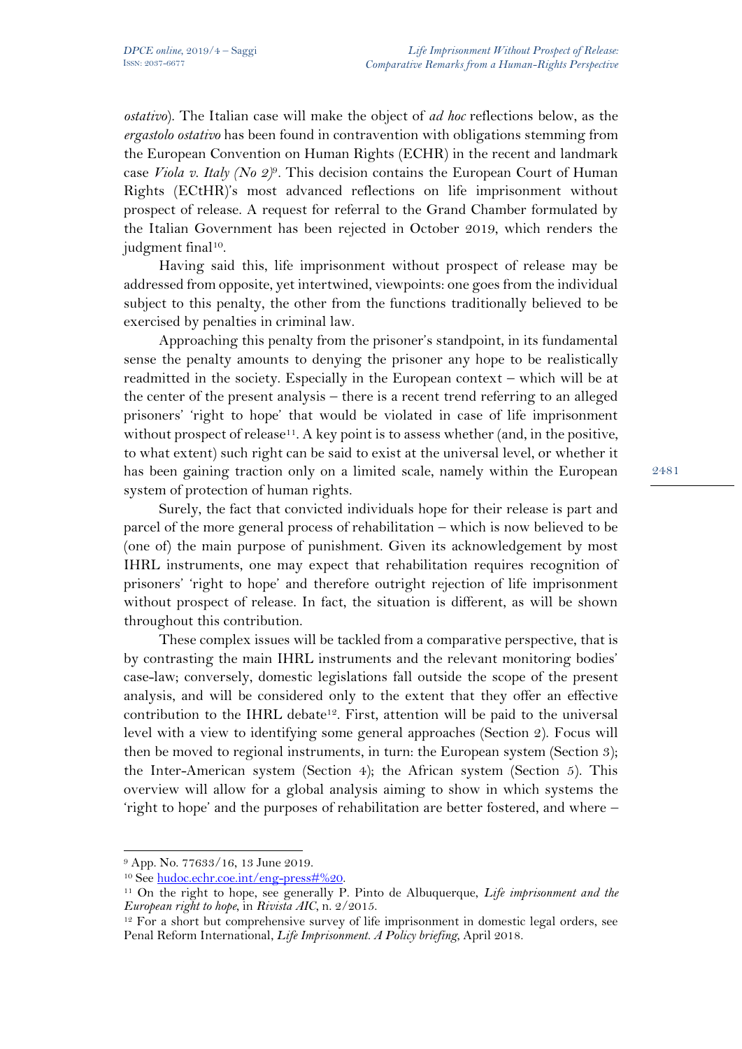*ostativo*). The Italian case will make the object of *ad hoc* reflections below, as the *ergastolo ostativo* has been found in contravention with obligations stemming from the European Convention on Human Rights (ECHR) in the recent and landmark case *Viola v. Italy (No 2)*[9]. This decision contains the European Court of Human Rights (ECtHR)'s most advanced reflections on life imprisonment without prospect of release. A request for referral to the Grand Chamber formulated by the Italian Government has been rejected in October 2019, which renders the judgment final[10].

Having said this, life imprisonment without prospect of release may be addressed from opposite, yet intertwined, viewpoints: one goes from the individual subject to this penalty, the other from the functions traditionally believed to be exercised by penalties in criminal law.

Approaching this penalty from the prisoner's standpoint, in its fundamental sense the penalty amounts to denying the prisoner any hope to be realistically readmitted in the society. Especially in the European context – which will be at the center of the present analysis – there is a recent trend referring to an alleged prisoners' 'right to hope' that would be violated in case of life imprisonment without prospect of release[11]. A key point is to assess whether (and, in the positive, to what extent) such right can be said to exist at the universal level, or whether it has been gaining traction only on a limited scale, namely within the European system of protection of human rights.

Surely, the fact that convicted individuals hope for their release is part and parcel of the more general process of rehabilitation – which is now believed to be (one of) the main purpose of punishment. Given its acknowledgement by most IHRL instruments, one may expect that rehabilitation requires recognition of prisoners' 'right to hope' and therefore outright rejection of life imprisonment without prospect of release. In fact, the situation is different, as will be shown throughout this contribution.

These complex issues will be tackled from a comparative perspective, that is by contrasting the main IHRL instruments and the relevant monitoring bodies' case-law; conversely, domestic legislations fall outside the scope of the present analysis, and will be considered only to the extent that they offer an effective contribution to the IHRL debate[12]. First, attention will be paid to the universal level with a view to identifying some general approaches (Section 2). Focus will then be moved to regional instruments, in turn: the European system (Section 3); the Inter-American system (Section 4); the African system (Section 5). This overview will allow for a global analysis aiming to show in which systems the 'right to hope' and the purposes of rehabilitation are better fostered, and where –

---

[9] App. No. 77633/16, 13 June 2019.

[10] See hudoc.echr.coe.int/eng-press#%20.

[11] On the right to hope, see generally P. Pinto de Albuquerque, *Life imprisonment and the European right to hope*, in *Rivista AIC*, n. 2/2015.

[12] For a short but comprehensive survey of life imprisonment in domestic legal orders, see Penal Reform International, *Life Imprisonment. A Policy briefing*, April 2018.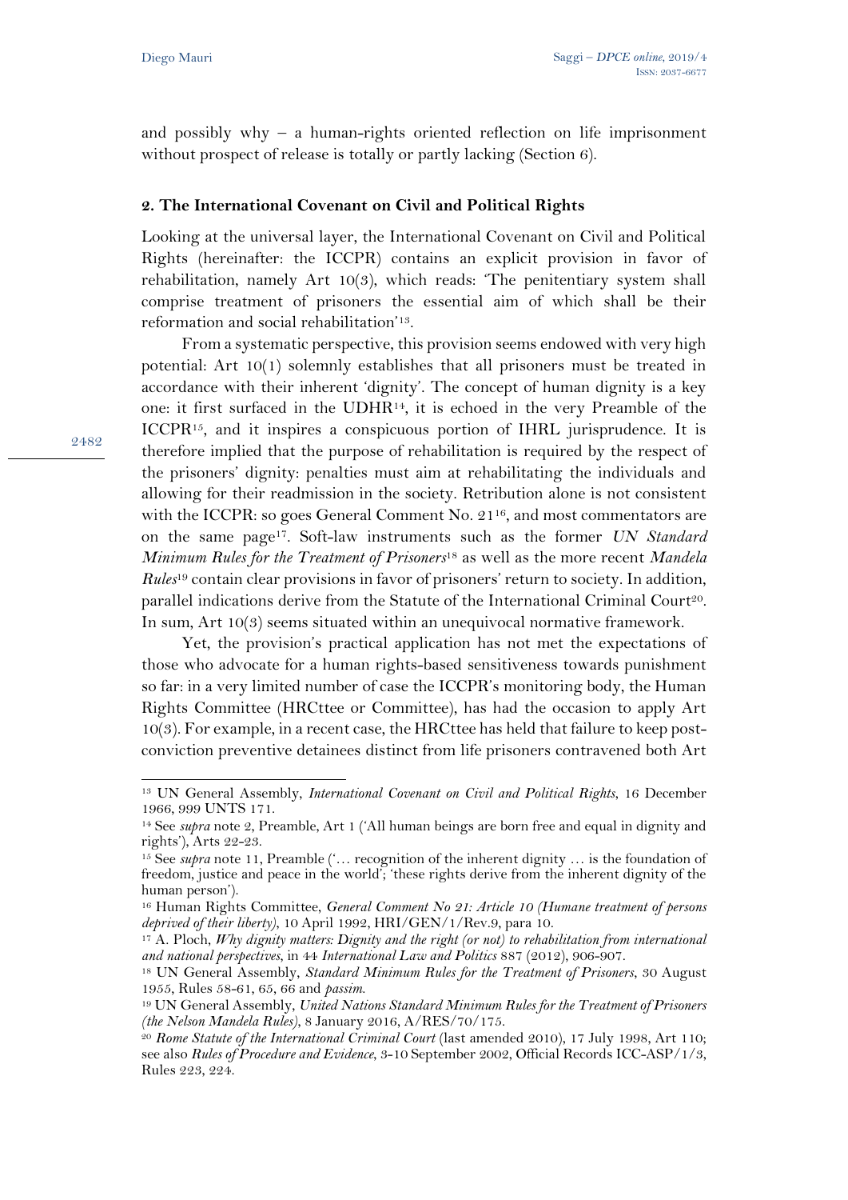and possibly why – a human-rights oriented reflection on life imprisonment without prospect of release is totally or partly lacking (Section 6).

## 2. The International Covenant on Civil and Political Rights

Looking at the universal layer, the International Covenant on Civil and Political Rights (hereinafter: the ICCPR) contains an explicit provision in favor of rehabilitation, namely Art 10(3), which reads: 'The penitentiary system shall comprise treatment of prisoners the essential aim of which shall be their reformation and social rehabilitation'[13].

From a systematic perspective, this provision seems endowed with very high potential: Art 10(1) solemnly establishes that all prisoners must be treated in accordance with their inherent 'dignity'. The concept of human dignity is a key one: it first surfaced in the UDHR[14], it is echoed in the very Preamble of the ICCPR[15], and it inspires a conspicuous portion of IHRL jurisprudence. It is therefore implied that the purpose of rehabilitation is required by the respect of the prisoners' dignity: penalties must aim at rehabilitating the individuals and allowing for their readmission in the society. Retribution alone is not consistent with the ICCPR: so goes General Comment No. 21[16], and most commentators are on the same page[17]. Soft-law instruments such as the former *UN Standard Minimum Rules for the Treatment of Prisoners*[18] as well as the more recent *Mandela Rules*[19] contain clear provisions in favor of prisoners' return to society. In addition, parallel indications derive from the Statute of the International Criminal Court[20]. In sum, Art 10(3) seems situated within an unequivocal normative framework.

Yet, the provision's practical application has not met the expectations of those who advocate for a human rights-based sensitiveness towards punishment so far: in a very limited number of case the ICCPR's monitoring body, the Human Rights Committee (HRCttee or Committee), has had the occasion to apply Art 10(3). For example, in a recent case, the HRCttee has held that failure to keep post-conviction preventive detainees distinct from life prisoners contravened both Art

---

[13] UN General Assembly, *International Covenant on Civil and Political Rights*, 16 December 1966, 999 UNTS 171.

[14] See *supra* note 2, Preamble, Art 1 ('All human beings are born free and equal in dignity and rights'), Arts 22-23.

[15] See *supra* note 11, Preamble ('… recognition of the inherent dignity … is the foundation of freedom, justice and peace in the world'; 'these rights derive from the inherent dignity of the human person').

[16] Human Rights Committee, *General Comment No 21: Article 10 (Humane treatment of persons deprived of their liberty)*, 10 April 1992, HRI/GEN/1/Rev.9, para 10.

[17] A. Ploch, *Why dignity matters: Dignity and the right (or not) to rehabilitation from international and national perspectives*, in 44 *International Law and Politics* 887 (2012), 906-907.

[18] UN General Assembly, *Standard Minimum Rules for the Treatment of Prisoners*, 30 August 1955, Rules 58-61, 65, 66 and *passim*.

[19] UN General Assembly, *United Nations Standard Minimum Rules for the Treatment of Prisoners (the Nelson Mandela Rules)*, 8 January 2016, A/RES/70/175.

[20] *Rome Statute of the International Criminal Court* (last amended 2010), 17 July 1998, Art 110; see also *Rules of Procedure and Evidence*, 3-10 September 2002, Official Records ICC-ASP/1/3, Rules 223, 224.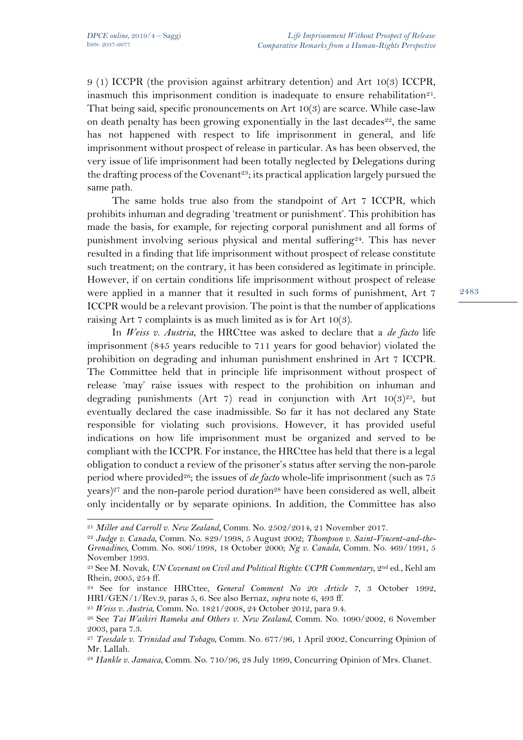9 (1) ICCPR (the provision against arbitrary detention) and Art 10(3) ICCPR, inasmuch this imprisonment condition is inadequate to ensure rehabilitation[21]. That being said, specific pronouncements on Art 10(3) are scarce. While case-law on death penalty has been growing exponentially in the last decades[22], the same has not happened with respect to life imprisonment in general, and life imprisonment without prospect of release in particular. As has been observed, the very issue of life imprisonment had been totally neglected by Delegations during the drafting process of the Covenant[23]; its practical application largely pursued the same path.

The same holds true also from the standpoint of Art 7 ICCPR, which prohibits inhuman and degrading 'treatment or punishment'. This prohibition has made the basis, for example, for rejecting corporal punishment and all forms of punishment involving serious physical and mental suffering[24]. This has never resulted in a finding that life imprisonment without prospect of release constitute such treatment; on the contrary, it has been considered as legitimate in principle. However, if on certain conditions life imprisonment without prospect of release were applied in a manner that it resulted in such forms of punishment, Art 7 ICCPR would be a relevant provision. The point is that the number of applications raising Art 7 complaints is as much limited as is for Art 10(3).

In *Weiss v. Austria*, the HRCttee was asked to declare that a *de facto* life imprisonment (845 years reducible to 711 years for good behavior) violated the prohibition on degrading and inhuman punishment enshrined in Art 7 ICCPR. The Committee held that in principle life imprisonment without prospect of release 'may' raise issues with respect to the prohibition on inhuman and degrading punishments (Art 7) read in conjunction with Art 10(3)[25], but eventually declared the case inadmissible. So far it has not declared any State responsible for violating such provisions. However, it has provided useful indications on how life imprisonment must be organized and served to be compliant with the ICCPR. For instance, the HRCttee has held that there is a legal obligation to conduct a review of the prisoner's status after serving the non-parole period where provided[26]; the issues of *de facto* whole-life imprisonment (such as 75 years)[27] and the non-parole period duration[28] have been considered as well, albeit only incidentally or by separate opinions. In addition, the Committee has also

---

[21] *Miller and Carroll v. New Zealand*, Comm. No. 2502/2014, 21 November 2017.

[22] *Judge v. Canada*, Comm. No. 829/1998, 5 August 2002; *Thompson v. Saint-Vincent-and-the-Grenadines*, Comm. No. 806/1998, 18 October 2000; *Ng v. Canada*, Comm. No. 469/1991, 5 November 1993.

[23] See M. Novak, *UN Covenant on Civil and Political Rights: CCPR Commentary*, 2nd ed., Kehl am Rhein, 2005, 254 ff.

[24] See for instance HRCttee, *General Comment No 20: Article 7*, 3 October 1992, HRI/GEN/1/Rev.9, paras 5, 6. See also Bernaz, *supra* note 6, 493 ff.

[25] *Weiss v. Austria*, Comm. No. 1821/2008, 24 October 2012, para 9.4.

[26] See *Tai Waikiri Rameka and Others v. New Zealand*, Comm. No. 1090/2002, 6 November 2003, para 7.3.

[27] *Teesdale v. Trinidad and Tobago*, Comm. No. 677/96, 1 April 2002, Concurring Opinion of Mr. Lallah.

[28] *Hankle v. Jamaica*, Comm. No. 710/96, 28 July 1999, Concurring Opinion of Mrs. Chanet.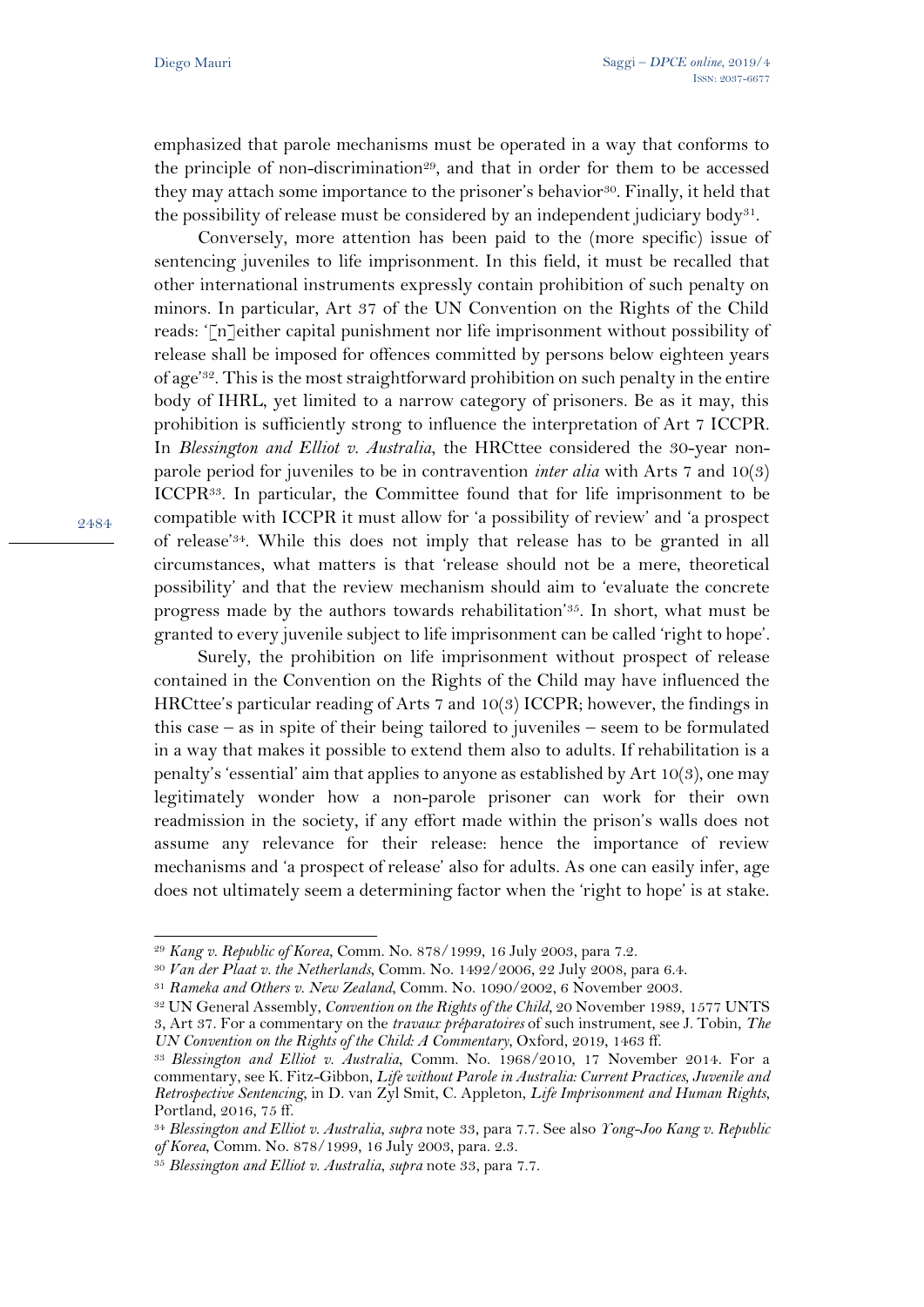emphasized that parole mechanisms must be operated in a way that conforms to the principle of non-discrimination[29], and that in order for them to be accessed they may attach some importance to the prisoner's behavior[30]. Finally, it held that the possibility of release must be considered by an independent judiciary body[31].

Conversely, more attention has been paid to the (more specific) issue of sentencing juveniles to life imprisonment. In this field, it must be recalled that other international instruments expressly contain prohibition of such penalty on minors. In particular, Art 37 of the UN Convention on the Rights of the Child reads: '[n]either capital punishment nor life imprisonment without possibility of release shall be imposed for offences committed by persons below eighteen years of age'[32]. This is the most straightforward prohibition on such penalty in the entire body of IHRL, yet limited to a narrow category of prisoners. Be as it may, this prohibition is sufficiently strong to influence the interpretation of Art 7 ICCPR. In *Blessington and Elliot v. Australia*, the HRCttee considered the 30-year non-parole period for juveniles to be in contravention *inter alia* with Arts 7 and 10(3) ICCPR[33]. In particular, the Committee found that for life imprisonment to be compatible with ICCPR it must allow for 'a possibility of review' and 'a prospect of release'[34]. While this does not imply that release has to be granted in all circumstances, what matters is that 'release should not be a mere, theoretical possibility' and that the review mechanism should aim to 'evaluate the concrete progress made by the authors towards rehabilitation'[35]. In short, what must be granted to every juvenile subject to life imprisonment can be called 'right to hope'.

Surely, the prohibition on life imprisonment without prospect of release contained in the Convention on the Rights of the Child may have influenced the HRCttee's particular reading of Arts 7 and 10(3) ICCPR; however, the findings in this case – as in spite of their being tailored to juveniles – seem to be formulated in a way that makes it possible to extend them also to adults. If rehabilitation is a penalty's 'essential' aim that applies to anyone as established by Art 10(3), one may legitimately wonder how a non-parole prisoner can work for their own readmission in the society, if any effort made within the prison's walls does not assume any relevance for their release: hence the importance of review mechanisms and 'a prospect of release' also for adults. As one can easily infer, age does not ultimately seem a determining factor when the 'right to hope' is at stake.

---

[29] *Kang v. Republic of Korea*, Comm. No. 878/1999, 16 July 2003, para 7.2.

[30] *Van der Plaat v. the Netherlands*, Comm. No. 1492/2006, 22 July 2008, para 6.4.

[31] *Rameka and Others v. New Zealand*, Comm. No. 1090/2002, 6 November 2003.

[32] UN General Assembly, *Convention on the Rights of the Child*, 20 November 1989, 1577 UNTS 3, Art 37. For a commentary on the *travaux préparatoires* of such instrument, see J. Tobin, *The UN Convention on the Rights of the Child: A Commentary*, Oxford, 2019, 1463 ff.

[33] *Blessington and Elliot v. Australia*, Comm. No. 1968/2010, 17 November 2014. For a commentary, see K. Fitz-Gibbon, *Life without Parole in Australia: Current Practices, Juvenile and Retrospective Sentencing*, in D. van Zyl Smit, C. Appleton, *Life Imprisonment and Human Rights*, Portland, 2016, 75 ff.

[34] *Blessington and Elliot v. Australia*, *supra* note 33, para 7.7. See also *Yong-Joo Kang v. Republic of Korea*, Comm. No. 878/1999, 16 July 2003, para. 2.3.

[35] *Blessington and Elliot v. Australia*, *supra* note 33, para 7.7.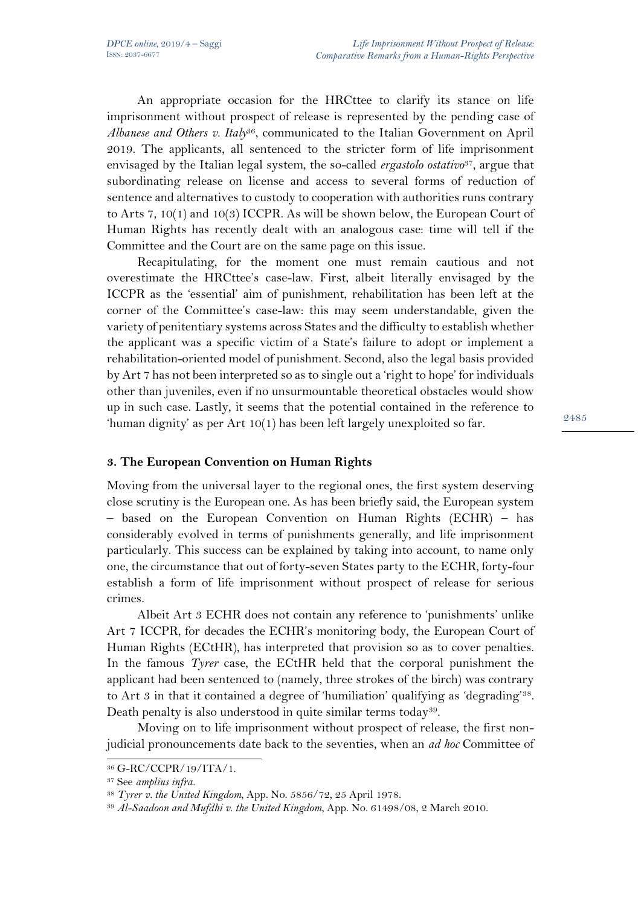An appropriate occasion for the HRCttee to clarify its stance on life imprisonment without prospect of release is represented by the pending case of *Albanese and Others v. Italy*[36], communicated to the Italian Government on April 2019. The applicants, all sentenced to the stricter form of life imprisonment envisaged by the Italian legal system, the so-called *ergastolo ostativo*[37], argue that subordinating release on license and access to several forms of reduction of sentence and alternatives to custody to cooperation with authorities runs contrary to Arts 7, 10(1) and 10(3) ICCPR. As will be shown below, the European Court of Human Rights has recently dealt with an analogous case: time will tell if the Committee and the Court are on the same page on this issue.

Recapitulating, for the moment one must remain cautious and not overestimate the HRCttee's case-law. First, albeit literally envisaged by the ICCPR as the 'essential' aim of punishment, rehabilitation has been left at the corner of the Committee's case-law: this may seem understandable, given the variety of penitentiary systems across States and the difficulty to establish whether the applicant was a specific victim of a State's failure to adopt or implement a rehabilitation-oriented model of punishment. Second, also the legal basis provided by Art 7 has not been interpreted so as to single out a 'right to hope' for individuals other than juveniles, even if no unsurmountable theoretical obstacles would show up in such case. Lastly, it seems that the potential contained in the reference to 'human dignity' as per Art 10(1) has been left largely unexploited so far.

### 3. The European Convention on Human Rights

Moving from the universal layer to the regional ones, the first system deserving close scrutiny is the European one. As has been briefly said, the European system – based on the European Convention on Human Rights (ECHR) – has considerably evolved in terms of punishments generally, and life imprisonment particularly. This success can be explained by taking into account, to name only one, the circumstance that out of forty-seven States party to the ECHR, forty-four establish a form of life imprisonment without prospect of release for serious crimes.

Albeit Art 3 ECHR does not contain any reference to 'punishments' unlike Art 7 ICCPR, for decades the ECHR's monitoring body, the European Court of Human Rights (ECtHR), has interpreted that provision so as to cover penalties. In the famous *Tyrer* case, the ECtHR held that the corporal punishment the applicant had been sentenced to (namely, three strokes of the birch) was contrary to Art 3 in that it contained a degree of 'humiliation' qualifying as 'degrading'[38]. Death penalty is also understood in quite similar terms today[39].

Moving on to life imprisonment without prospect of release, the first non-judicial pronouncements date back to the seventies, when an *ad hoc* Committee of

[36] G-RC/CCPR/19/ITA/1.

[37] See *amplius infra*.

[38] *Tyrer v. the United Kingdom*, App. No. 5856/72, 25 April 1978.

[39] *Al-Saadoon and Mufdhi v. the United Kingdom*, App. No. 61498/08, 2 March 2010.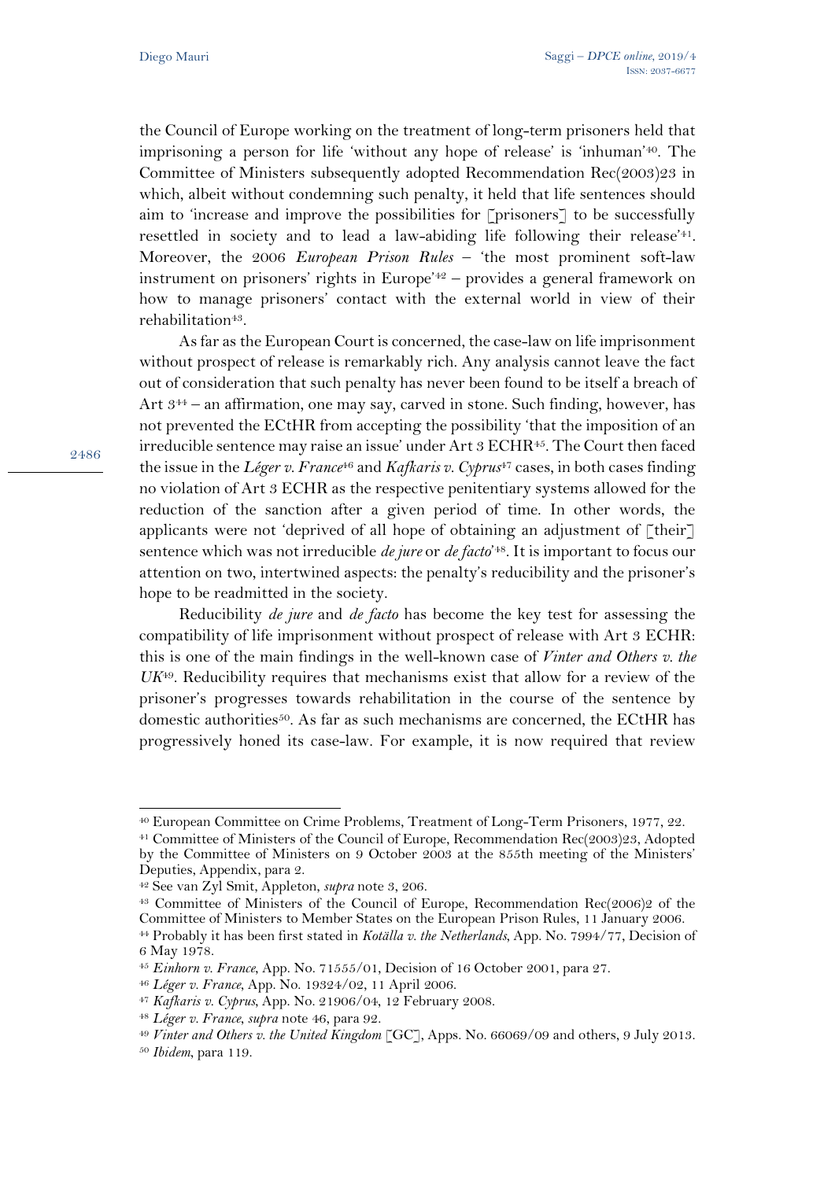the Council of Europe working on the treatment of long-term prisoners held that imprisoning a person for life 'without any hope of release' is 'inhuman'[40]. The Committee of Ministers subsequently adopted Recommendation Rec(2003)23 in which, albeit without condemning such penalty, it held that life sentences should aim to 'increase and improve the possibilities for [prisoners] to be successfully resettled in society and to lead a law-abiding life following their release'[41]. Moreover, the 2006 *European Prison Rules* – 'the most prominent soft-law instrument on prisoners' rights in Europe'[42] – provides a general framework on how to manage prisoners' contact with the external world in view of their rehabilitation[43].

As far as the European Court is concerned, the case-law on life imprisonment without prospect of release is remarkably rich. Any analysis cannot leave the fact out of consideration that such penalty has never been found to be itself a breach of Art 3[44] – an affirmation, one may say, carved in stone. Such finding, however, has not prevented the ECtHR from accepting the possibility 'that the imposition of an irreducible sentence may raise an issue' under Art 3 ECHR[45]. The Court then faced the issue in the *Léger v. France*[46] and *Kafkaris v. Cyprus*[47] cases, in both cases finding no violation of Art 3 ECHR as the respective penitentiary systems allowed for the reduction of the sanction after a given period of time. In other words, the applicants were not 'deprived of all hope of obtaining an adjustment of [their] sentence which was not irreducible *de jure* or *de facto*'[48]. It is important to focus our attention on two, intertwined aspects: the penalty's reducibility and the prisoner's hope to be readmitted in the society.

Reducibility *de jure* and *de facto* has become the key test for assessing the compatibility of life imprisonment without prospect of release with Art 3 ECHR: this is one of the main findings in the well-known case of *Vinter and Others v. the UK*[49]. Reducibility requires that mechanisms exist that allow for a review of the prisoner's progresses towards rehabilitation in the course of the sentence by domestic authorities[50]. As far as such mechanisms are concerned, the ECtHR has progressively honed its case-law. For example, it is now required that review

---

[40] European Committee on Crime Problems, Treatment of Long-Term Prisoners, 1977, 22.

[41] Committee of Ministers of the Council of Europe, Recommendation Rec(2003)23, Adopted by the Committee of Ministers on 9 October 2003 at the 855th meeting of the Ministers' Deputies, Appendix, para 2.

[42] See van Zyl Smit, Appleton, *supra* note 3, 206.

[43] Committee of Ministers of the Council of Europe, Recommendation Rec(2006)2 of the Committee of Ministers to Member States on the European Prison Rules, 11 January 2006.

[44] Probably it has been first stated in *Kotälla v. the Netherlands*, App. No. 7994/77, Decision of 6 May 1978.

[45] *Einhorn v. France*, App. No. 71555/01, Decision of 16 October 2001, para 27.

[46] *Léger v. France*, App. No. 19324/02, 11 April 2006.

[47] *Kafkaris v. Cyprus*, App. No. 21906/04, 12 February 2008.

[48] *Léger v. France*, *supra* note 46, para 92.

[49] *Vinter and Others v. the United Kingdom* [GC], Apps. No. 66069/09 and others, 9 July 2013.

[50] *Ibidem*, para 119.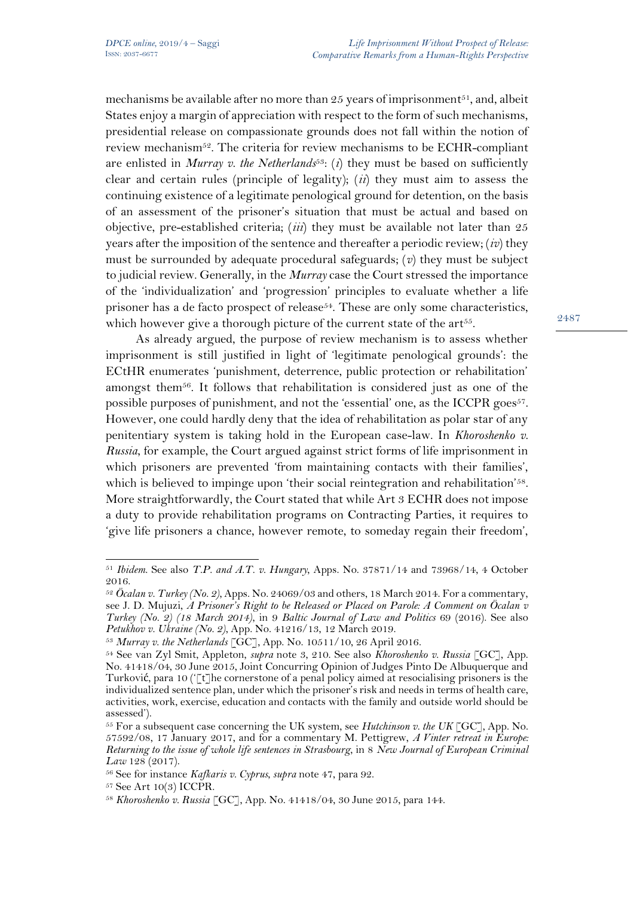mechanisms be available after no more than 25 years of imprisonment[51], and, albeit States enjoy a margin of appreciation with respect to the form of such mechanisms, presidential release on compassionate grounds does not fall within the notion of review mechanism[52]. The criteria for review mechanisms to be ECHR-compliant are enlisted in *Murray v. the Netherlands*[53]: (*i*) they must be based on sufficiently clear and certain rules (principle of legality); (*ii*) they must aim to assess the continuing existence of a legitimate penological ground for detention, on the basis of an assessment of the prisoner's situation that must be actual and based on objective, pre-established criteria; (*iii*) they must be available not later than 25 years after the imposition of the sentence and thereafter a periodic review; (*iv*) they must be surrounded by adequate procedural safeguards; (*v*) they must be subject to judicial review. Generally, in the *Murray* case the Court stressed the importance of the 'individualization' and 'progression' principles to evaluate whether a life prisoner has a de facto prospect of release[54]. These are only some characteristics, which however give a thorough picture of the current state of the art[55].

As already argued, the purpose of review mechanism is to assess whether imprisonment is still justified in light of 'legitimate penological grounds': the ECtHR enumerates 'punishment, deterrence, public protection or rehabilitation' amongst them[56]. It follows that rehabilitation is considered just as one of the possible purposes of punishment, and not the 'essential' one, as the ICCPR goes[57]. However, one could hardly deny that the idea of rehabilitation as polar star of any penitentiary system is taking hold in the European case-law. In *Khoroshenko v. Russia*, for example, the Court argued against strict forms of life imprisonment in which prisoners are prevented 'from maintaining contacts with their families', which is believed to impinge upon 'their social reintegration and rehabilitation'[58]. More straightforwardly, the Court stated that while Art 3 ECHR does not impose a duty to provide rehabilitation programs on Contracting Parties, it requires to 'give life prisoners a chance, however remote, to someday regain their freedom',

---

[51] *Ibidem.* See also *T.P. and A.T. v. Hungary*, Apps. No. 37871/14 and 73968/14, 4 October 2016.

[52] *Öcalan v. Turkey (No. 2)*, Apps. No. 24069/03 and others, 18 March 2014. For a commentary, see J. D. Mujuzi, *A Prisoner's Right to be Released or Placed on Parole: A Comment on Öcalan v Turkey (No. 2) (18 March 2014)*, in 9 *Baltic Journal of Law and Politics* 69 (2016). See also *Petukhov v. Ukraine (No. 2)*, App. No. 41216/13, 12 March 2019.

[53] *Murray v. the Netherlands* [GC], App. No. 10511/10, 26 April 2016.

[54] See van Zyl Smit, Appleton, *supra* note 3, 210. See also *Khoroshenko v. Russia* [GC], App. No. 41418/04, 30 June 2015, Joint Concurring Opinion of Judges Pinto De Albuquerque and Turković, para 10 ('[t]he cornerstone of a penal policy aimed at resocialising prisoners is the individualized sentence plan, under which the prisoner's risk and needs in terms of health care, activities, work, exercise, education and contacts with the family and outside world should be assessed').

[55] For a subsequent case concerning the UK system, see *Hutchinson v. the UK* [GC], App. No. 57592/08, 17 January 2017, and for a commentary M. Pettigrew, *A Vinter retreat in Europe: Returning to the issue of whole life sentences in Strasbourg*, in 8 *New Journal of European Criminal Law* 128 (2017).

[56] See for instance *Kafkaris v. Cyprus*, *supra* note 47, para 92.

[57] See Art 10(3) ICCPR.

[58] *Khoroshenko v. Russia* [GC], App. No. 41418/04, 30 June 2015, para 144.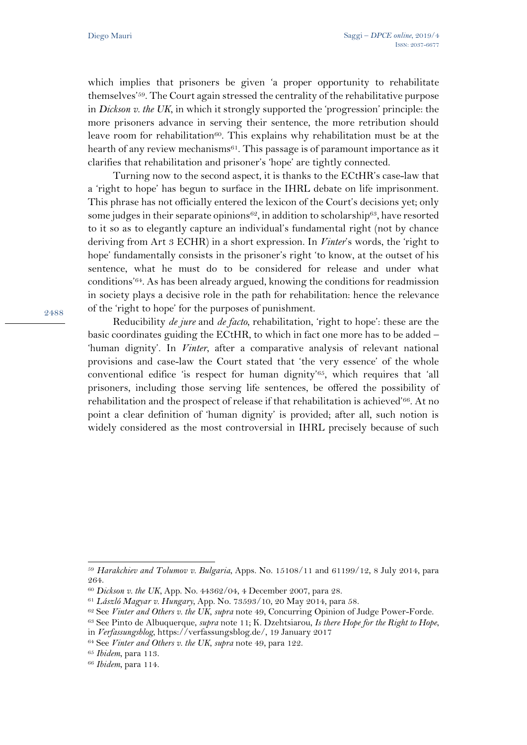which implies that prisoners be given 'a proper opportunity to rehabilitate themselves'[59]. The Court again stressed the centrality of the rehabilitative purpose in *Dickson v. the UK*, in which it strongly supported the 'progression' principle: the more prisoners advance in serving their sentence, the more retribution should leave room for rehabilitation[60]. This explains why rehabilitation must be at the hearth of any review mechanisms[61]. This passage is of paramount importance as it clarifies that rehabilitation and prisoner's 'hope' are tightly connected.

Turning now to the second aspect, it is thanks to the ECtHR's case-law that a 'right to hope' has begun to surface in the IHRL debate on life imprisonment. This phrase has not officially entered the lexicon of the Court's decisions yet; only some judges in their separate opinions[62], in addition to scholarship[63], have resorted to it so as to elegantly capture an individual's fundamental right (not by chance deriving from Art 3 ECHR) in a short expression. In *Vinter*'s words, the 'right to hope' fundamentally consists in the prisoner's right 'to know, at the outset of his sentence, what he must do to be considered for release and under what conditions'[64]. As has been already argued, knowing the conditions for readmission in society plays a decisive role in the path for rehabilitation: hence the relevance of the 'right to hope' for the purposes of punishment.

Reducibility *de jure* and *de facto*, rehabilitation, 'right to hope': these are the basic coordinates guiding the ECtHR, to which in fact one more has to be added – 'human dignity'. In *Vinter*, after a comparative analysis of relevant national provisions and case-law the Court stated that 'the very essence' of the whole conventional edifice 'is respect for human dignity'[65], which requires that 'all prisoners, including those serving life sentences, be offered the possibility of rehabilitation and the prospect of release if that rehabilitation is achieved'[66]. At no point a clear definition of 'human dignity' is provided; after all, such notion is widely considered as the most controversial in IHRL precisely because of such

---

[59] *Harakchiev and Tolumov v. Bulgaria*, Apps. No. 15108/11 and 61199/12, 8 July 2014, para 264.

[60] *Dickson v. the UK*, App. No. 44362/04, 4 December 2007, para 28.

[61] *László Magyar v. Hungary*, App. No. 73593/10, 20 May 2014, para 58.

[62] See *Vinter and Others v. the UK*, *supra* note 49, Concurring Opinion of Judge Power-Forde.

[63] See Pinto de Albuquerque, *supra* note 11; K. Dzehtsiarou, *Is there Hope for the Right to Hope*, in *Verfassungsblog*, https://verfassungsblog.de/, 19 January 2017

[64] See *Vinter and Others v. the UK*, *supra* note 49, para 122.

[65] *Ibidem*, para 113.

[66] *Ibidem*, para 114.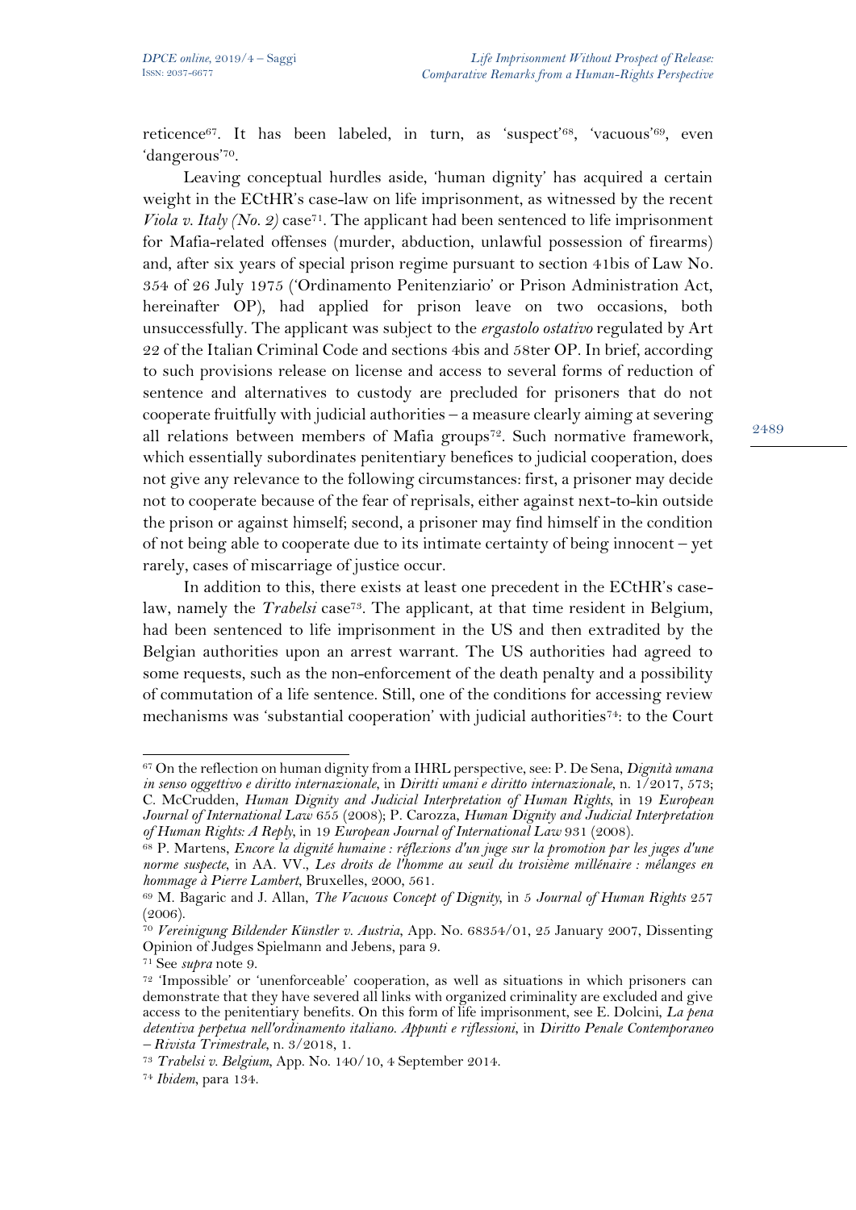reticence[67]. It has been labeled, in turn, as 'suspect'[68], 'vacuous'[69], even 'dangerous'[70].

Leaving conceptual hurdles aside, 'human dignity' has acquired a certain weight in the ECtHR's case-law on life imprisonment, as witnessed by the recent *Viola v. Italy (No. 2)* case[71]. The applicant had been sentenced to life imprisonment for Mafia-related offenses (murder, abduction, unlawful possession of firearms) and, after six years of special prison regime pursuant to section 41bis of Law No. 354 of 26 July 1975 ('Ordinamento Penitenziario' or Prison Administration Act, hereinafter OP), had applied for prison leave on two occasions, both unsuccessfully. The applicant was subject to the *ergastolo ostativo* regulated by Art 22 of the Italian Criminal Code and sections 4bis and 58ter OP. In brief, according to such provisions release on license and access to several forms of reduction of sentence and alternatives to custody are precluded for prisoners that do not cooperate fruitfully with judicial authorities – a measure clearly aiming at severing all relations between members of Mafia groups[72]. Such normative framework, which essentially subordinates penitentiary benefices to judicial cooperation, does not give any relevance to the following circumstances: first, a prisoner may decide not to cooperate because of the fear of reprisals, either against next-to-kin outside the prison or against himself; second, a prisoner may find himself in the condition of not being able to cooperate due to its intimate certainty of being innocent – yet rarely, cases of miscarriage of justice occur.

In addition to this, there exists at least one precedent in the ECtHR's case-law, namely the *Trabelsi* case[73]. The applicant, at that time resident in Belgium, had been sentenced to life imprisonment in the US and then extradited by the Belgian authorities upon an arrest warrant. The US authorities had agreed to some requests, such as the non-enforcement of the death penalty and a possibility of commutation of a life sentence. Still, one of the conditions for accessing review mechanisms was 'substantial cooperation' with judicial authorities[74]: to the Court

---

[67] On the reflection on human dignity from a IHRL perspective, see: P. De Sena, *Dignità umana in senso oggettivo e diritto internazionale*, in *Diritti umani e diritto internazionale*, n. 1/2017, 573; C. McCrudden, *Human Dignity and Judicial Interpretation of Human Rights*, in 19 *European Journal of International Law* 655 (2008); P. Carozza, *Human Dignity and Judicial Interpretation of Human Rights: A Reply*, in 19 *European Journal of International Law* 931 (2008).

[68] P. Martens, *Encore la dignité humaine : réflexions d'un juge sur la promotion par les juges d'une norme suspecte*, in AA. VV., *Les droits de l'homme au seuil du troisième millénaire : mélanges en hommage à Pierre Lambert*, Bruxelles, 2000, 561.

[69] M. Bagaric and J. Allan, *The Vacuous Concept of Dignity*, in 5 *Journal of Human Rights* 257 (2006).

[70] *Vereinigung Bildender Künstler v. Austria*, App. No. 68354/01, 25 January 2007, Dissenting Opinion of Judges Spielmann and Jebens, para 9.

[71] See *supra* note 9.

[72] 'Impossible' or 'unenforceable' cooperation, as well as situations in which prisoners can demonstrate that they have severed all links with organized criminality are excluded and give access to the penitentiary benefits. On this form of life imprisonment, see E. Dolcini, *La pena detentiva perpetua nell'ordinamento italiano. Appunti e riflessioni*, in *Diritto Penale Contemporaneo – Rivista Trimestrale*, n. 3/2018, 1.

[73] *Trabelsi v. Belgium*, App. No. 140/10, 4 September 2014.

[74] *Ibidem*, para 134.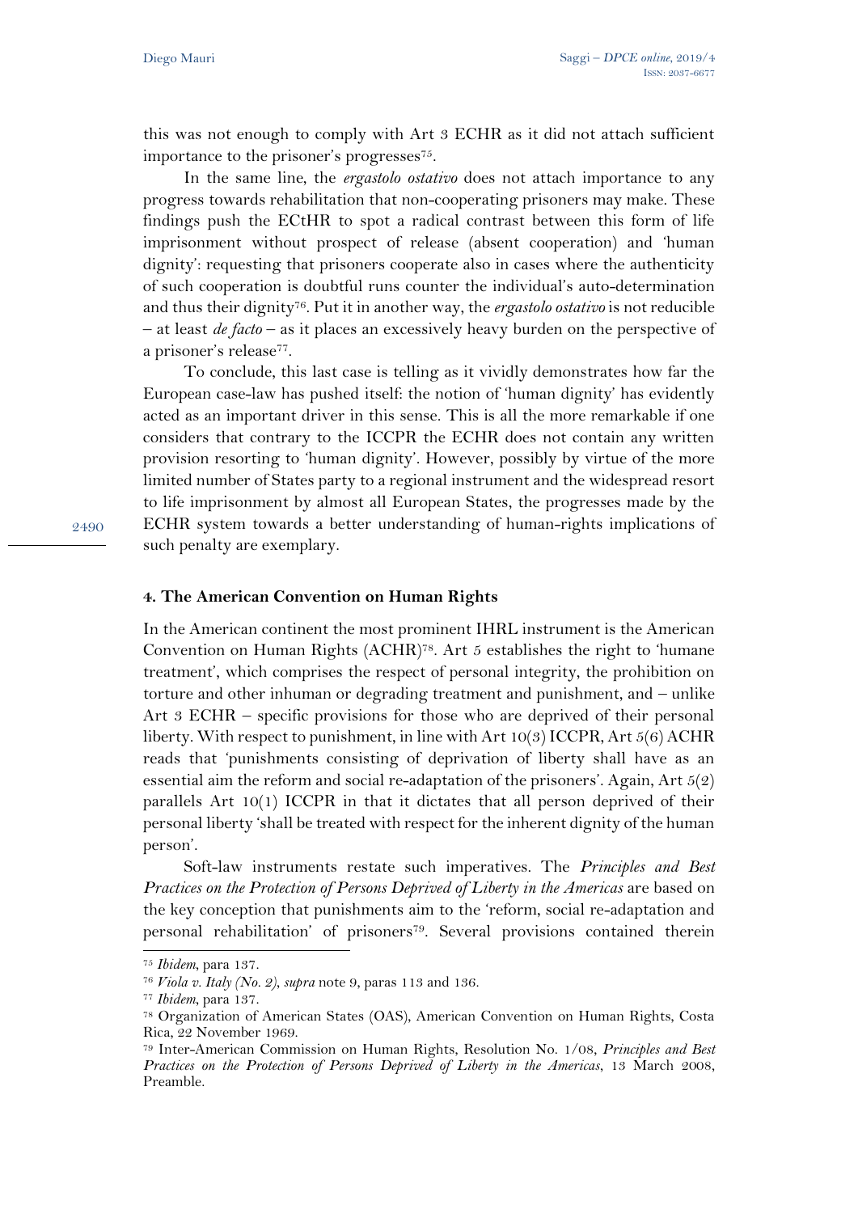this was not enough to comply with Art 3 ECHR as it did not attach sufficient importance to the prisoner's progresses[75].

In the same line, the *ergastolo ostativo* does not attach importance to any progress towards rehabilitation that non-cooperating prisoners may make. These findings push the ECtHR to spot a radical contrast between this form of life imprisonment without prospect of release (absent cooperation) and 'human dignity': requesting that prisoners cooperate also in cases where the authenticity of such cooperation is doubtful runs counter the individual's auto-determination and thus their dignity[76]. Put it in another way, the *ergastolo ostativo* is not reducible – at least *de facto* – as it places an excessively heavy burden on the perspective of a prisoner's release[77].

To conclude, this last case is telling as it vividly demonstrates how far the European case-law has pushed itself: the notion of 'human dignity' has evidently acted as an important driver in this sense. This is all the more remarkable if one considers that contrary to the ICCPR the ECHR does not contain any written provision resorting to 'human dignity'. However, possibly by virtue of the more limited number of States party to a regional instrument and the widespread resort to life imprisonment by almost all European States, the progresses made by the ECHR system towards a better understanding of human-rights implications of such penalty are exemplary.

## 4. The American Convention on Human Rights

In the American continent the most prominent IHRL instrument is the American Convention on Human Rights (ACHR)[78]. Art 5 establishes the right to 'humane treatment', which comprises the respect of personal integrity, the prohibition on torture and other inhuman or degrading treatment and punishment, and – unlike Art 3 ECHR – specific provisions for those who are deprived of their personal liberty. With respect to punishment, in line with Art 10(3) ICCPR, Art 5(6) ACHR reads that 'punishments consisting of deprivation of liberty shall have as an essential aim the reform and social re-adaptation of the prisoners'. Again, Art 5(2) parallels Art 10(1) ICCPR in that it dictates that all person deprived of their personal liberty 'shall be treated with respect for the inherent dignity of the human person'.

Soft-law instruments restate such imperatives. The *Principles and Best Practices on the Protection of Persons Deprived of Liberty in the Americas* are based on the key conception that punishments aim to the 'reform, social re-adaptation and personal rehabilitation' of prisoners[79]. Several provisions contained therein

---

[75] *Ibidem*, para 137.

[76] *Viola v. Italy (No. 2)*, *supra* note 9, paras 113 and 136.

[77] *Ibidem*, para 137.

[78] Organization of American States (OAS), American Convention on Human Rights, Costa Rica, 22 November 1969.

[79] Inter-American Commission on Human Rights, Resolution No. 1/08, *Principles and Best Practices on the Protection of Persons Deprived of Liberty in the Americas*, 13 March 2008, Preamble.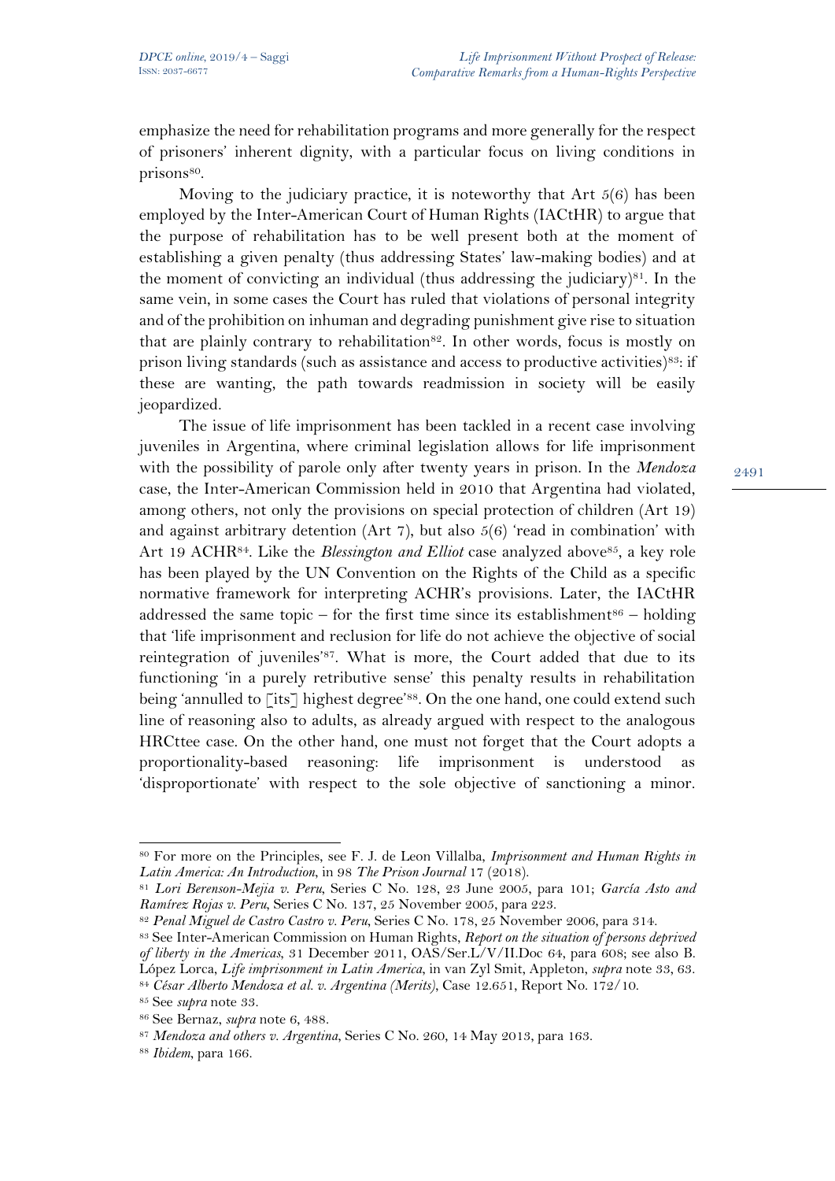emphasize the need for rehabilitation programs and more generally for the respect of prisoners' inherent dignity, with a particular focus on living conditions in prisons[80].

Moving to the judiciary practice, it is noteworthy that Art 5(6) has been employed by the Inter-American Court of Human Rights (IACtHR) to argue that the purpose of rehabilitation has to be well present both at the moment of establishing a given penalty (thus addressing States' law-making bodies) and at the moment of convicting an individual (thus addressing the judiciary)[81]. In the same vein, in some cases the Court has ruled that violations of personal integrity and of the prohibition on inhuman and degrading punishment give rise to situation that are plainly contrary to rehabilitation[82]. In other words, focus is mostly on prison living standards (such as assistance and access to productive activities)[83]: if these are wanting, the path towards readmission in society will be easily jeopardized.

The issue of life imprisonment has been tackled in a recent case involving juveniles in Argentina, where criminal legislation allows for life imprisonment with the possibility of parole only after twenty years in prison. In the *Mendoza* case, the Inter-American Commission held in 2010 that Argentina had violated, among others, not only the provisions on special protection of children (Art 19) and against arbitrary detention (Art 7), but also 5(6) 'read in combination' with Art 19 ACHR[84]. Like the *Blessington and Elliot* case analyzed above[85], a key role has been played by the UN Convention on the Rights of the Child as a specific normative framework for interpreting ACHR's provisions. Later, the IACtHR addressed the same topic – for the first time since its establishment[86] – holding that 'life imprisonment and reclusion for life do not achieve the objective of social reintegration of juveniles'[87]. What is more, the Court added that due to its functioning 'in a purely retributive sense' this penalty results in rehabilitation being 'annulled to [its] highest degree'[88]. On the one hand, one could extend such line of reasoning also to adults, as already argued with respect to the analogous HRCttee case. On the other hand, one must not forget that the Court adopts a proportionality-based reasoning: life imprisonment is understood as 'disproportionate' with respect to the sole objective of sanctioning a minor.

---

[80] For more on the Principles, see F. J. de Leon Villalba, *Imprisonment and Human Rights in Latin America: An Introduction*, in 98 *The Prison Journal* 17 (2018).

[81] *Lori Berenson-Mejia v. Peru*, Series C No. 128, 23 June 2005, para 101; *García Asto and Ramírez Rojas v. Peru*, Series C No. 137, 25 November 2005, para 223.

[82] *Penal Miguel de Castro Castro v. Peru*, Series C No. 178, 25 November 2006, para 314.

[83] See Inter-American Commission on Human Rights, *Report on the situation of persons deprived of liberty in the Americas*, 31 December 2011, OAS/Ser.L/V/II.Doc 64, para 608; see also B. López Lorca, *Life imprisonment in Latin America*, in van Zyl Smit, Appleton, *supra* note 33, 63.

[84] *César Alberto Mendoza et al. v. Argentina (Merits)*, Case 12.651, Report No. 172/10.

[85] See *supra* note 33.

[86] See Bernaz, *supra* note 6, 488.

[87] *Mendoza and others v. Argentina*, Series C No. 260, 14 May 2013, para 163.

[88] *Ibidem*, para 166.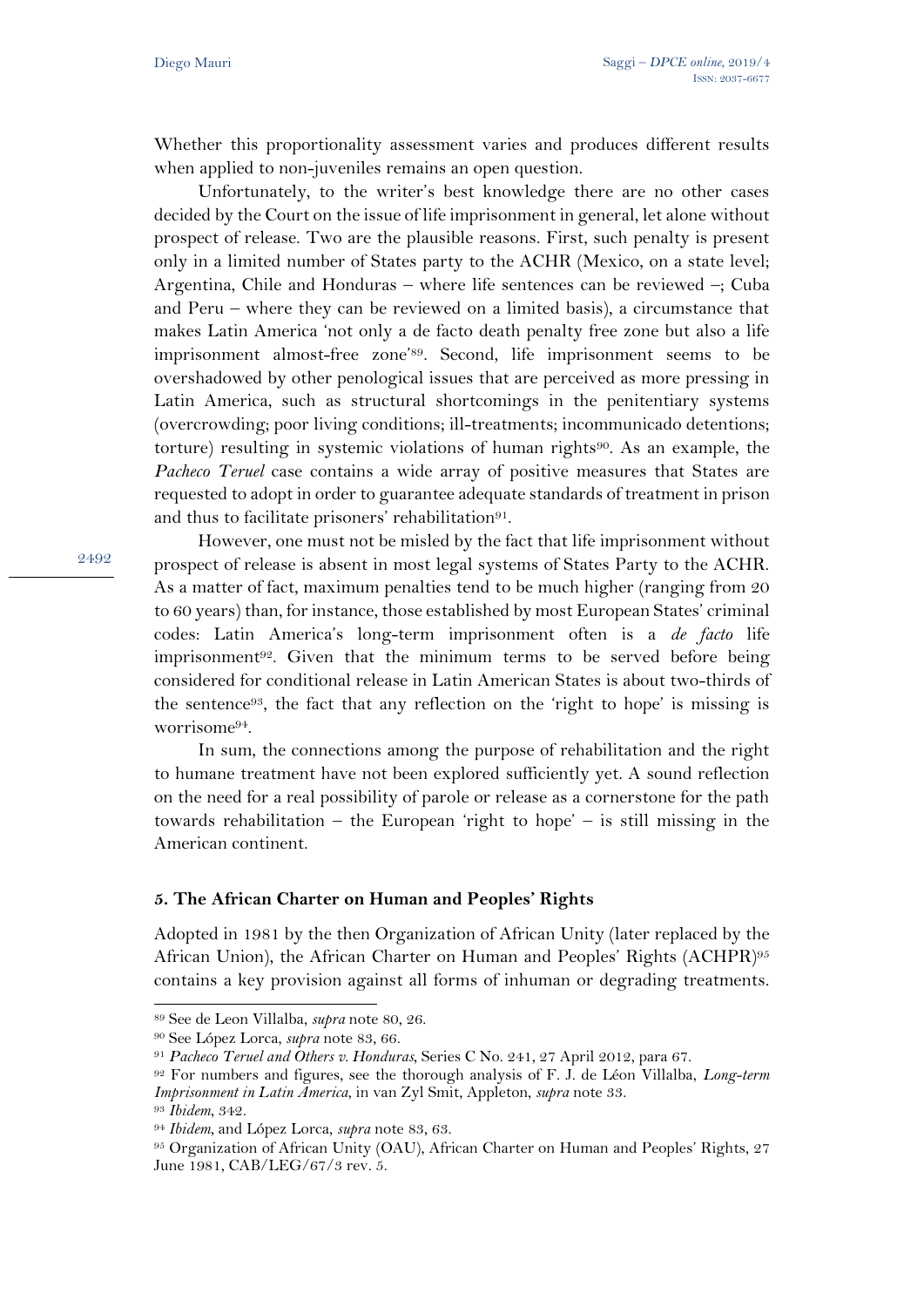Whether this proportionality assessment varies and produces different results when applied to non-juveniles remains an open question.

Unfortunately, to the writer's best knowledge there are no other cases decided by the Court on the issue of life imprisonment in general, let alone without prospect of release. Two are the plausible reasons. First, such penalty is present only in a limited number of States party to the ACHR (Mexico, on a state level; Argentina, Chile and Honduras – where life sentences can be reviewed –; Cuba and Peru – where they can be reviewed on a limited basis), a circumstance that makes Latin America 'not only a de facto death penalty free zone but also a life imprisonment almost-free zone'[89]. Second, life imprisonment seems to be overshadowed by other penological issues that are perceived as more pressing in Latin America, such as structural shortcomings in the penitentiary systems (overcrowding; poor living conditions; ill-treatments; incommunicado detentions; torture) resulting in systemic violations of human rights[90]. As an example, the *Pacheco Teruel* case contains a wide array of positive measures that States are requested to adopt in order to guarantee adequate standards of treatment in prison and thus to facilitate prisoners' rehabilitation[91].

However, one must not be misled by the fact that life imprisonment without prospect of release is absent in most legal systems of States Party to the ACHR. As a matter of fact, maximum penalties tend to be much higher (ranging from 20 to 60 years) than, for instance, those established by most European States' criminal codes: Latin America's long-term imprisonment often is a *de facto* life imprisonment[92]. Given that the minimum terms to be served before being considered for conditional release in Latin American States is about two-thirds of the sentence[93], the fact that any reflection on the 'right to hope' is missing is worrisome[94].

In sum, the connections among the purpose of rehabilitation and the right to humane treatment have not been explored sufficiently yet. A sound reflection on the need for a real possibility of parole or release as a cornerstone for the path towards rehabilitation – the European 'right to hope' – is still missing in the American continent.

## 5. The African Charter on Human and Peoples' Rights

Adopted in 1981 by the then Organization of African Unity (later replaced by the African Union), the African Charter on Human and Peoples' Rights (ACHPR)[95] contains a key provision against all forms of inhuman or degrading treatments.

---

[89] See de Leon Villalba, *supra* note 80, 26.

[90] See López Lorca, *supra* note 83, 66.

[91] *Pacheco Teruel and Others v. Honduras*, Series C No. 241, 27 April 2012, para 67.

[92] For numbers and figures, see the thorough analysis of F. J. de Léon Villalba, *Long-term Imprisonment in Latin America*, in van Zyl Smit, Appleton, *supra* note 33.

[93] *Ibidem*, 342.

[94] *Ibidem*, and López Lorca, *supra* note 83, 63.

[95] Organization of African Unity (OAU), African Charter on Human and Peoples' Rights, 27 June 1981, CAB/LEG/67/3 rev. 5.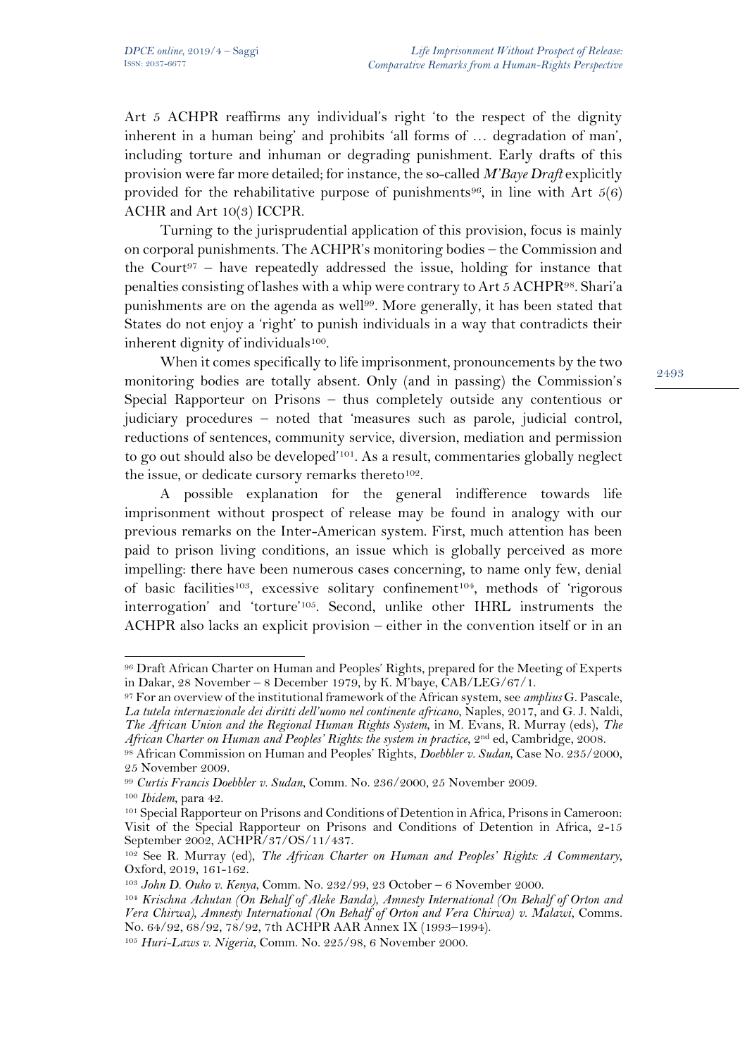Art 5 ACHPR reaffirms any individual's right 'to the respect of the dignity inherent in a human being' and prohibits 'all forms of … degradation of man', including torture and inhuman or degrading punishment. Early drafts of this provision were far more detailed; for instance, the so-called *M'Baye Draft* explicitly provided for the rehabilitative purpose of punishments[96], in line with Art 5(6) ACHR and Art 10(3) ICCPR.

Turning to the jurisprudential application of this provision, focus is mainly on corporal punishments. The ACHPR's monitoring bodies – the Commission and the Court[97] – have repeatedly addressed the issue, holding for instance that penalties consisting of lashes with a whip were contrary to Art 5 ACHPR[98]. Shari'a punishments are on the agenda as well[99]. More generally, it has been stated that States do not enjoy a 'right' to punish individuals in a way that contradicts their inherent dignity of individuals[100].

When it comes specifically to life imprisonment, pronouncements by the two monitoring bodies are totally absent. Only (and in passing) the Commission's Special Rapporteur on Prisons – thus completely outside any contentious or judiciary procedures – noted that 'measures such as parole, judicial control, reductions of sentences, community service, diversion, mediation and permission to go out should also be developed'[101]. As a result, commentaries globally neglect the issue, or dedicate cursory remarks thereto[102].

A possible explanation for the general indifference towards life imprisonment without prospect of release may be found in analogy with our previous remarks on the Inter-American system. First, much attention has been paid to prison living conditions, an issue which is globally perceived as more impelling: there have been numerous cases concerning, to name only few, denial of basic facilities[103], excessive solitary confinement[104], methods of 'rigorous interrogation' and 'torture'[105]. Second, unlike other IHRL instruments the ACHPR also lacks an explicit provision – either in the convention itself or in an

---

[96] Draft African Charter on Human and Peoples' Rights, prepared for the Meeting of Experts in Dakar, 28 November – 8 December 1979, by K. M'baye, CAB/LEG/67/1.

[97] For an overview of the institutional framework of the African system, see *amplius* G. Pascale, *La tutela internazionale dei diritti dell'uomo nel continente africano*, Naples, 2017, and G. J. Naldi, *The African Union and the Regional Human Rights System*, in M. Evans, R. Murray (eds), *The African Charter on Human and Peoples' Rights: the system in practice*, 2nd ed, Cambridge, 2008.

[98] African Commission on Human and Peoples' Rights, *Doebbler v. Sudan*, Case No. 235/2000, 25 November 2009.

[99] *Curtis Francis Doebbler v. Sudan*, Comm. No. 236/2000, 25 November 2009.

[100] *Ibidem*, para 42.

[101] Special Rapporteur on Prisons and Conditions of Detention in Africa, Prisons in Cameroon: Visit of the Special Rapporteur on Prisons and Conditions of Detention in Africa, 2-15 September 2002, ACHPR/37/OS/11/437.

[102] See R. Murray (ed), *The African Charter on Human and Peoples' Rights: A Commentary*, Oxford, 2019, 161-162.

[103] *John D. Ouko v. Kenya*, Comm. No. 232/99, 23 October – 6 November 2000.

[104] *Krischna Achutan (On Behalf of Aleke Banda), Amnesty International (On Behalf of Orton and Vera Chirwa), Amnesty International (On Behalf of Orton and Vera Chirwa) v. Malawi*, Comms. No. 64/92, 68/92, 78/92, 7th ACHPR AAR Annex IX (1993–1994).

[105] *Huri-Laws v. Nigeria*, Comm. No. 225/98, 6 November 2000.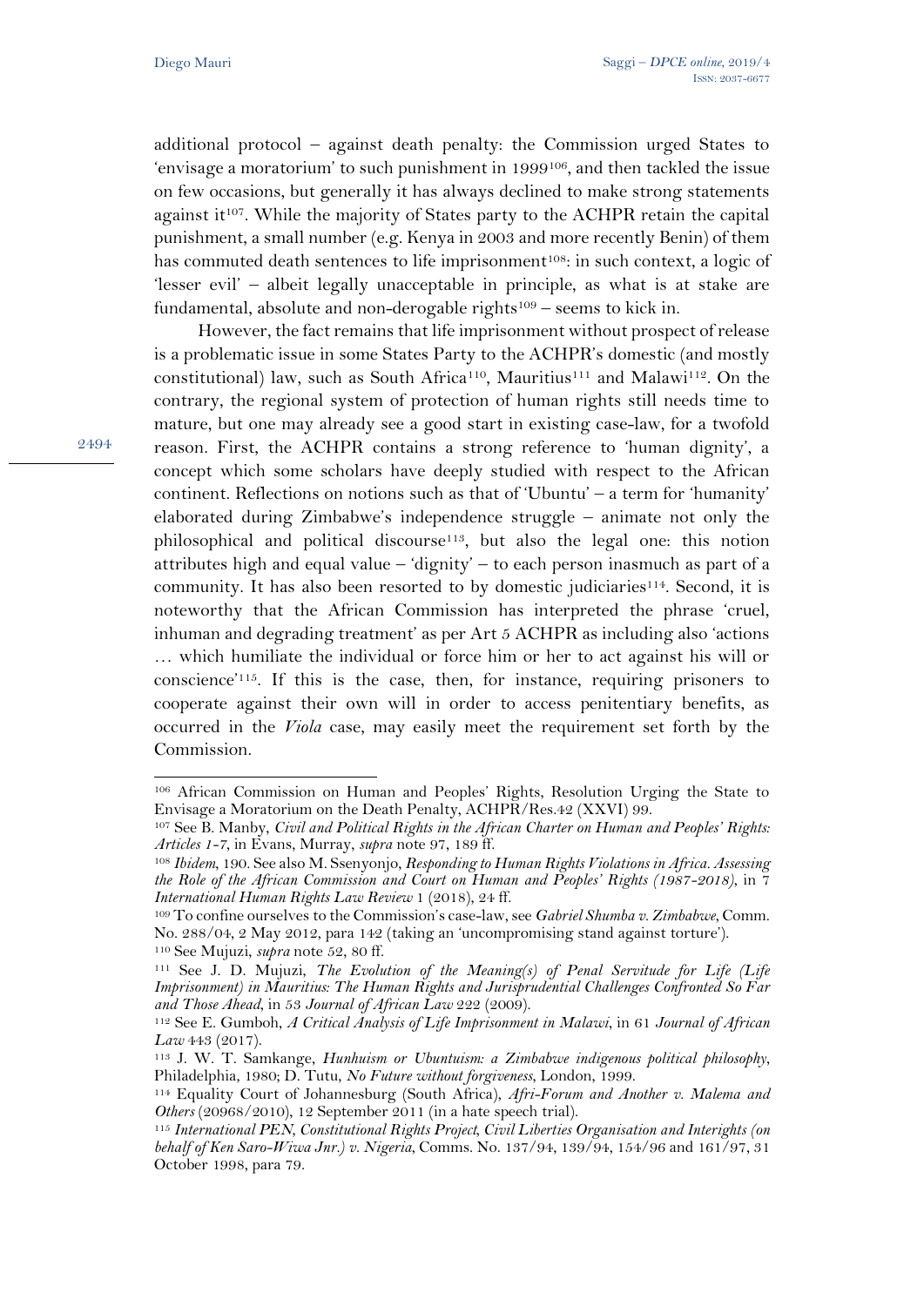additional protocol – against death penalty: the Commission urged States to 'envisage a moratorium' to such punishment in 1999[106], and then tackled the issue on few occasions, but generally it has always declined to make strong statements against it[107]. While the majority of States party to the ACHPR retain the capital punishment, a small number (e.g. Kenya in 2003 and more recently Benin) of them has commuted death sentences to life imprisonment[108]: in such context, a logic of 'lesser evil' – albeit legally unacceptable in principle, as what is at stake are fundamental, absolute and non-derogable rights[109] – seems to kick in.

However, the fact remains that life imprisonment without prospect of release is a problematic issue in some States Party to the ACHPR's domestic (and mostly constitutional) law, such as South Africa[110], Mauritius[111] and Malawi[112]. On the contrary, the regional system of protection of human rights still needs time to mature, but one may already see a good start in existing case-law, for a twofold reason. First, the ACHPR contains a strong reference to 'human dignity', a concept which some scholars have deeply studied with respect to the African continent. Reflections on notions such as that of 'Ubuntu' – a term for 'humanity' elaborated during Zimbabwe's independence struggle – animate not only the philosophical and political discourse[113], but also the legal one: this notion attributes high and equal value – 'dignity' – to each person inasmuch as part of a community. It has also been resorted to by domestic judiciaries[114]. Second, it is noteworthy that the African Commission has interpreted the phrase 'cruel, inhuman and degrading treatment' as per Art 5 ACHPR as including also 'actions … which humiliate the individual or force him or her to act against his will or conscience'[115]. If this is the case, then, for instance, requiring prisoners to cooperate against their own will in order to access penitentiary benefits, as occurred in the *Viola* case, may easily meet the requirement set forth by the Commission.

---

[106] African Commission on Human and Peoples' Rights, Resolution Urging the State to Envisage a Moratorium on the Death Penalty, ACHPR/Res.42 (XXVI) 99.

[107] See B. Manby, *Civil and Political Rights in the African Charter on Human and Peoples' Rights: Articles 1-7*, in Evans, Murray, *supra* note 97, 189 ff.

[108] *Ibidem*, 190. See also M. Ssenyonjo, *Responding to Human Rights Violations in Africa. Assessing the Role of the African Commission and Court on Human and Peoples' Rights (1987-2018)*, in 7 *International Human Rights Law Review* 1 (2018), 24 ff.

[109] To confine ourselves to the Commission's case-law, see *Gabriel Shumba v. Zimbabwe*, Comm. No. 288/04, 2 May 2012, para 142 (taking an 'uncompromising stand against torture').

[110] See Mujuzi, *supra* note 52, 80 ff.

[111] See J. D. Mujuzi, *The Evolution of the Meaning(s) of Penal Servitude for Life (Life Imprisonment) in Mauritius: The Human Rights and Jurisprudential Challenges Confronted So Far and Those Ahead*, in 53 *Journal of African Law* 222 (2009).

[112] See E. Gumboh, *A Critical Analysis of Life Imprisonment in Malawi*, in 61 *Journal of African Law* 443 (2017).

[113] J. W. T. Samkange, *Hunhuism or Ubuntuism: a Zimbabwe indigenous political philosophy*, Philadelphia, 1980; D. Tutu, *No Future without forgiveness*, London, 1999.

[114] Equality Court of Johannesburg (South Africa), *Afri-Forum and Another v. Malema and Others* (20968/2010), 12 September 2011 (in a hate speech trial).

[115] *International PEN, Constitutional Rights Project, Civil Liberties Organisation and Interights (on behalf of Ken Saro-Wiwa Jnr.) v. Nigeria*, Comms. No. 137/94, 139/94, 154/96 and 161/97, 31 October 1998, para 79.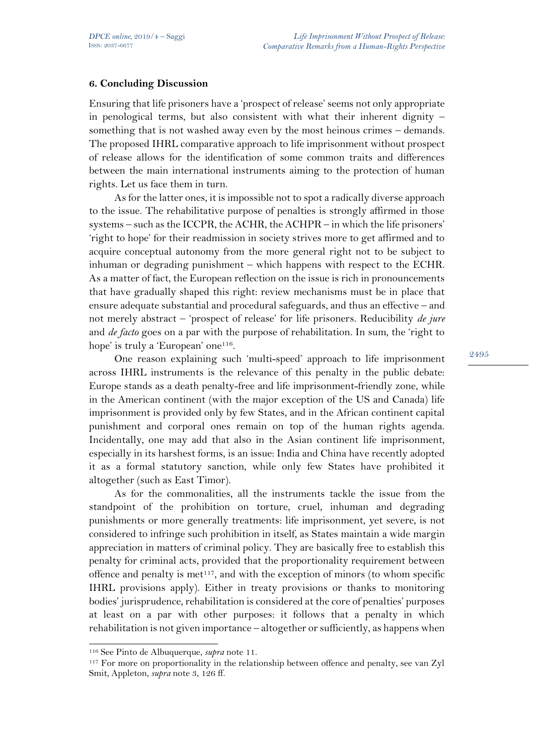### 6. Concluding Discussion

Ensuring that life prisoners have a 'prospect of release' seems not only appropriate in penological terms, but also consistent with what their inherent dignity – something that is not washed away even by the most heinous crimes – demands. The proposed IHRL comparative approach to life imprisonment without prospect of release allows for the identification of some common traits and differences between the main international instruments aiming to the protection of human rights. Let us face them in turn.

As for the latter ones, it is impossible not to spot a radically diverse approach to the issue. The rehabilitative purpose of penalties is strongly affirmed in those systems – such as the ICCPR, the ACHR, the ACHPR – in which the life prisoners' 'right to hope' for their readmission in society strives more to get affirmed and to acquire conceptual autonomy from the more general right not to be subject to inhuman or degrading punishment – which happens with respect to the ECHR. As a matter of fact, the European reflection on the issue is rich in pronouncements that have gradually shaped this right: review mechanisms must be in place that ensure adequate substantial and procedural safeguards, and thus an effective – and not merely abstract – 'prospect of release' for life prisoners. Reducibility *de jure* and *de facto* goes on a par with the purpose of rehabilitation. In sum, the 'right to hope' is truly a 'European' one[116].

One reason explaining such 'multi-speed' approach to life imprisonment across IHRL instruments is the relevance of this penalty in the public debate: Europe stands as a death penalty-free and life imprisonment-friendly zone, while in the American continent (with the major exception of the US and Canada) life imprisonment is provided only by few States, and in the African continent capital punishment and corporal ones remain on top of the human rights agenda. Incidentally, one may add that also in the Asian continent life imprisonment, especially in its harshest forms, is an issue: India and China have recently adopted it as a formal statutory sanction, while only few States have prohibited it altogether (such as East Timor).

As for the commonalities, all the instruments tackle the issue from the standpoint of the prohibition on torture, cruel, inhuman and degrading punishments or more generally treatments: life imprisonment, yet severe, is not considered to infringe such prohibition in itself, as States maintain a wide margin appreciation in matters of criminal policy. They are basically free to establish this penalty for criminal acts, provided that the proportionality requirement between offence and penalty is met[117], and with the exception of minors (to whom specific IHRL provisions apply). Either in treaty provisions or thanks to monitoring bodies' jurisprudence, rehabilitation is considered at the core of penalties' purposes at least on a par with other purposes: it follows that a penalty in which rehabilitation is not given importance – altogether or sufficiently, as happens when

[116] See Pinto de Albuquerque, *supra* note 11.

[117] For more on proportionality in the relationship between offence and penalty, see van Zyl Smit, Appleton, *supra* note 3, 126 ff.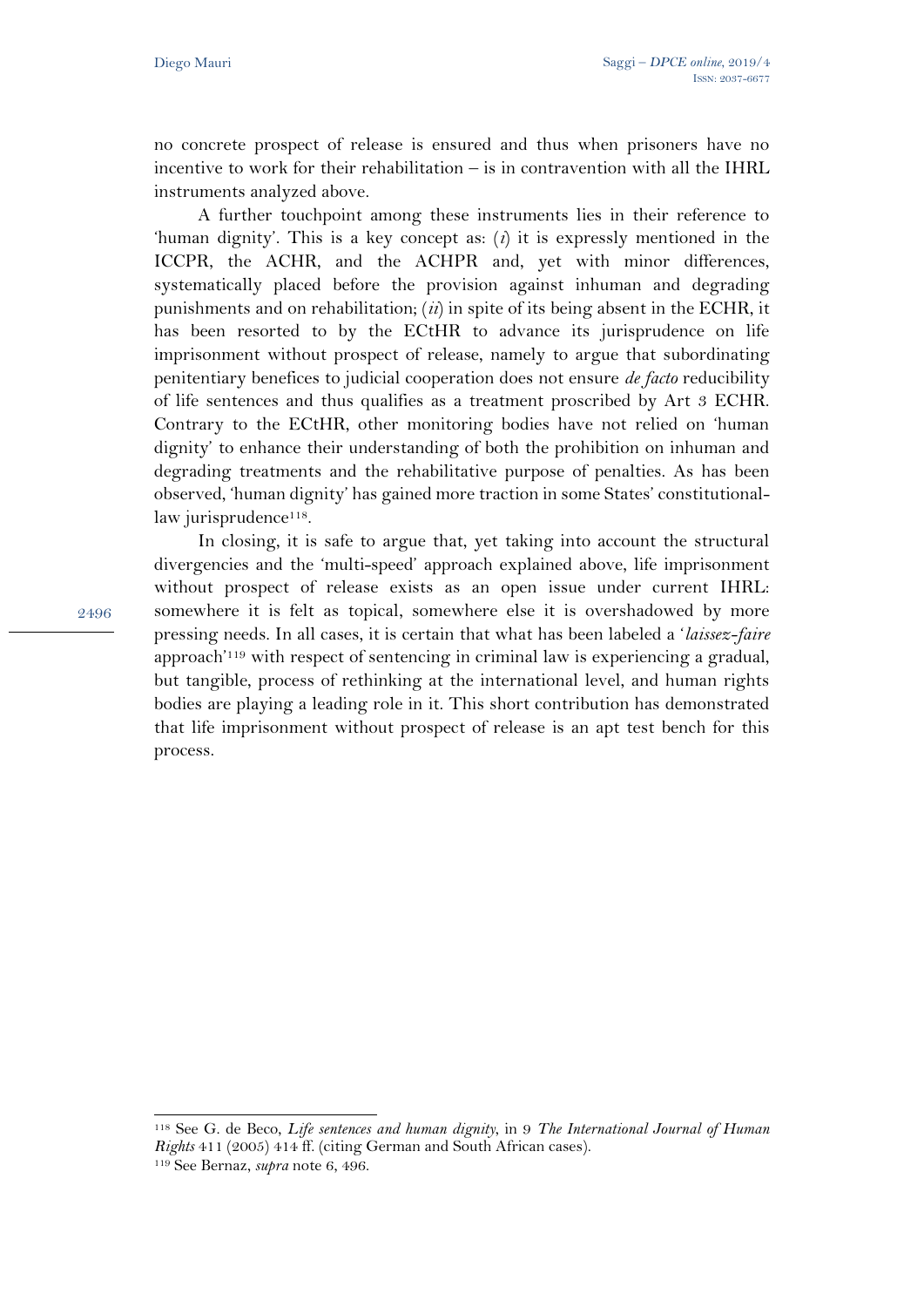no concrete prospect of release is ensured and thus when prisoners have no incentive to work for their rehabilitation – is in contravention with all the IHRL instruments analyzed above.

A further touchpoint among these instruments lies in their reference to 'human dignity'. This is a key concept as: (*i*) it is expressly mentioned in the ICCPR, the ACHR, and the ACHPR and, yet with minor differences, systematically placed before the provision against inhuman and degrading punishments and on rehabilitation; (*ii*) in spite of its being absent in the ECHR, it has been resorted to by the ECtHR to advance its jurisprudence on life imprisonment without prospect of release, namely to argue that subordinating penitentiary benefices to judicial cooperation does not ensure *de facto* reducibility of life sentences and thus qualifies as a treatment proscribed by Art 3 ECHR. Contrary to the ECtHR, other monitoring bodies have not relied on 'human dignity' to enhance their understanding of both the prohibition on inhuman and degrading treatments and the rehabilitative purpose of penalties. As has been observed, 'human dignity' has gained more traction in some States' constitutional-law jurisprudence[118].

In closing, it is safe to argue that, yet taking into account the structural divergencies and the 'multi-speed' approach explained above, life imprisonment without prospect of release exists as an open issue under current IHRL: somewhere it is felt as topical, somewhere else it is overshadowed by more pressing needs. In all cases, it is certain that what has been labeled a '*laissez-faire* approach'[119] with respect of sentencing in criminal law is experiencing a gradual, but tangible, process of rethinking at the international level, and human rights bodies are playing a leading role in it. This short contribution has demonstrated that life imprisonment without prospect of release is an apt test bench for this process.

---

[118] See G. de Beco, *Life sentences and human dignity*, in 9 *The International Journal of Human Rights* 411 (2005) 414 ff. (citing German and South African cases).

[119] See Bernaz, *supra* note 6, 496.